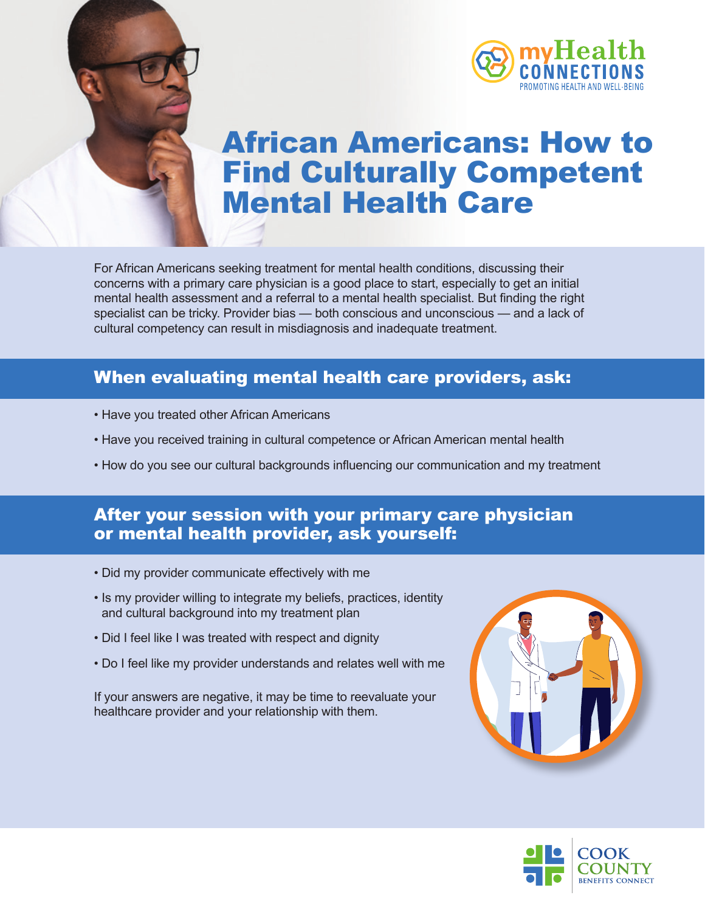# African Americans: How to Find Culturally Competent Mental Health Care

For African Americans seeking treatment for mental health conditions, discussing their concerns with a primary care physician is a good place to start, especially to get an initial mental health assessment and a referral to a mental health specialist. But finding the right specialist can be tricky. Provider bias — both conscious and unconscious — and a lack of cultural competency can result in misdiagnosis and inadequate treatment.

## When evaluating mental health care providers, ask:

- Have you treated other African Americans
- Have you received training in cultural competence or African American mental health
- How do you see our cultural backgrounds influencing our communication and my treatment

## After your session with your primary care physician or mental health provider, ask yourself:

- Did my provider communicate effectively with me
- Is my provider willing to integrate my beliefs, practices, identity and cultural background into my treatment plan
- Did I feel like I was treated with respect and dignity
- Do I feel like my provider understands and relates well with me

If your answers are negative, it may be time to reevaluate your healthcare provider and your relationship with them.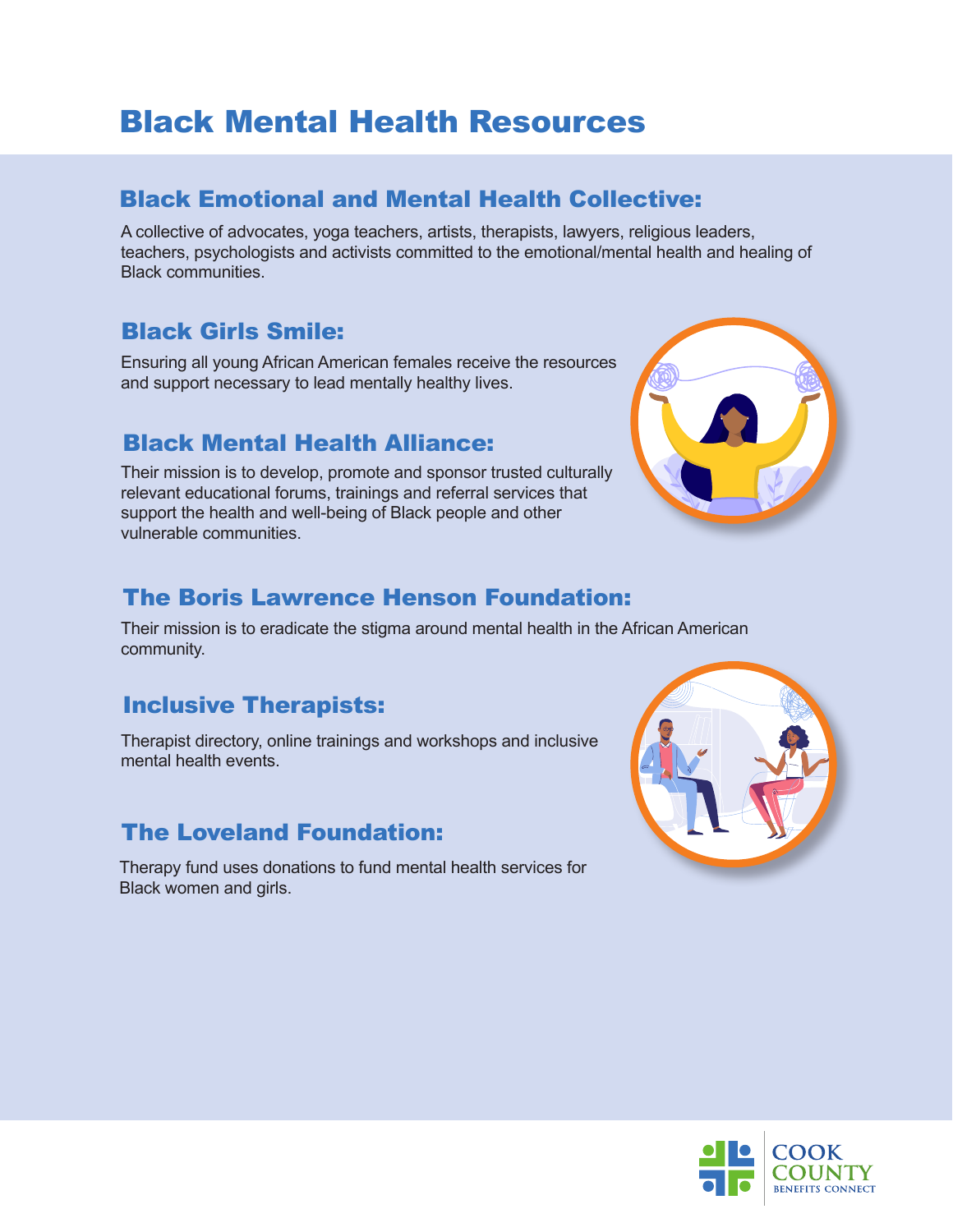# Black Mental Health Resources

## Black Emotional and Mental Health Collective:

A collective of advocates, yoga teachers, artists, therapists, lawyers, religious leaders, teachers, psychologists and activists committed to the emotional/mental health and healing of Black communities.

## Black Girls Smile:

Ensuring all young African American females receive the resources and support necessary to lead mentally healthy lives.

## Black Mental Health Alliance:

Their mission is to develop, promote and sponsor trusted culturally relevant educational forums, trainings and referral services that support the health and well-being of Black people and other vulnerable communities.

## The Boris Lawrence Henson Foundation:

Their mission is to eradicate the stigma around mental health in the African American community.

## Inclusive Therapists:

Therapist directory, online trainings and workshops and inclusive mental health events.

## The Loveland Foundation:

Therapy fund uses donations to fund mental health services for Black women and girls.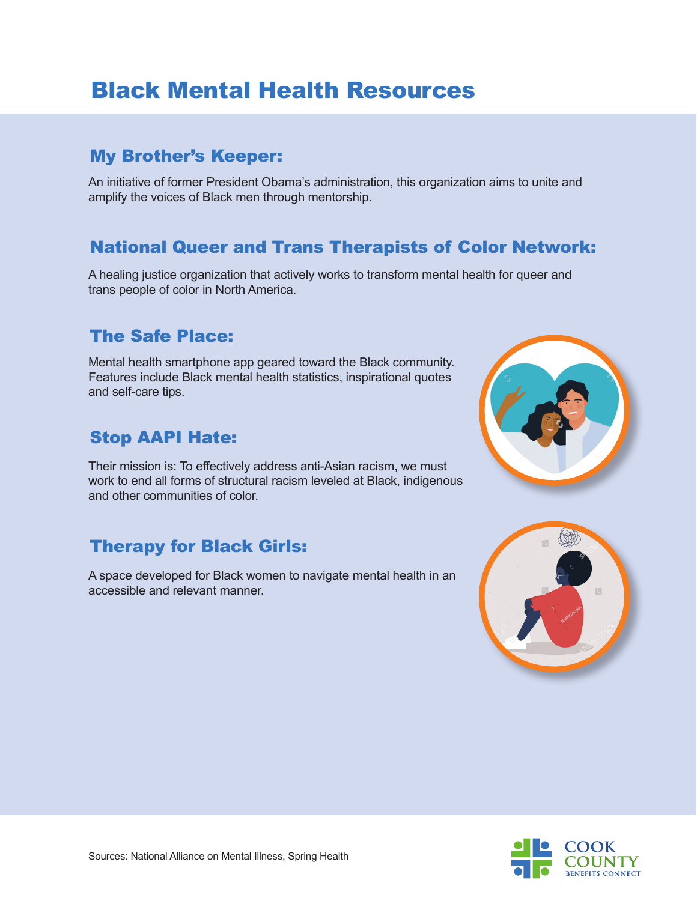# Black Mental Health Resources

## My Brother's Keeper:

An initiative of former President Obama's administration, this organization aims to unite and amplify the voices of Black men through mentorship.

## National Queer and Trans Therapists of Color Network:

A healing justice organization that actively works to transform mental health for queer and trans people of color in North America.

## The Safe Place:

Mental health smartphone app geared toward the Black community. Features include Black mental health statistics, inspirational quotes and self-care tips.

## Stop AAPI Hate:

Their mission is: To effectively address anti-Asian racism, we must work to end all forms of structural racism leveled at Black, indigenous and other communities of color.

## Therapy for Black Girls:

A space developed for Black women to navigate mental health in an accessible and relevant manner.

Sources: National Alliance on Mental Illness, Spring Health

COOK COUNTY BENEFITS CONNECT